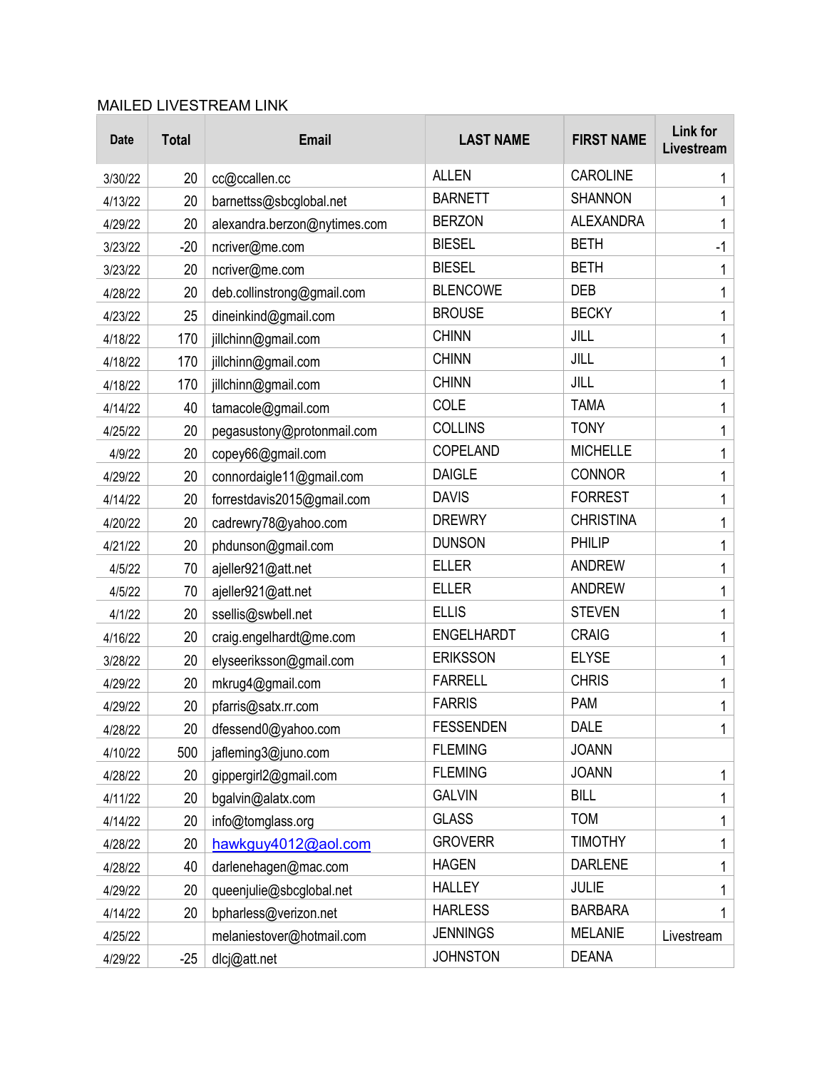MAILED LIVESTREAM LINK

| Date | Total | Email | LAST NAME | FIRST NAME | Link for Livestream |
|---|---|---|---|---|---|
| 3/30/22 | 20 | cc@ccallen.cc | ALLEN | CAROLINE | 1 |
| 4/13/22 | 20 | barnettss@sbcglobal.net | BARNETT | SHANNON | 1 |
| 4/29/22 | 20 | alexandra.berzon@nytimes.com | BERZON | ALEXANDRA | 1 |
| 3/23/22 | -20 | ncriver@me.com | BIESEL | BETH | -1 |
| 3/23/22 | 20 | ncriver@me.com | BIESEL | BETH | 1 |
| 4/28/22 | 20 | deb.collinstrong@gmail.com | BLENCOWE | DEB | 1 |
| 4/23/22 | 25 | dineinkind@gmail.com | BROUSE | BECKY | 1 |
| 4/18/22 | 170 | jillchinn@gmail.com | CHINN | JILL | 1 |
| 4/18/22 | 170 | jillchinn@gmail.com | CHINN | JILL | 1 |
| 4/18/22 | 170 | jillchinn@gmail.com | CHINN | JILL | 1 |
| 4/14/22 | 40 | tamacole@gmail.com | COLE | TAMA | 1 |
| 4/25/22 | 20 | pegasustony@protonmail.com | COLLINS | TONY | 1 |
| 4/9/22 | 20 | copey66@gmail.com | COPELAND | MICHELLE | 1 |
| 4/29/22 | 20 | connordaigle11@gmail.com | DAIGLE | CONNOR | 1 |
| 4/14/22 | 20 | forrestdavis2015@gmail.com | DAVIS | FORREST | 1 |
| 4/20/22 | 20 | cadrewry78@yahoo.com | DREWRY | CHRISTINA | 1 |
| 4/21/22 | 20 | phdunson@gmail.com | DUNSON | PHILIP | 1 |
| 4/5/22 | 70 | ajeller921@att.net | ELLER | ANDREW | 1 |
| 4/5/22 | 70 | ajeller921@att.net | ELLER | ANDREW | 1 |
| 4/1/22 | 20 | ssellis@swbell.net | ELLIS | STEVEN | 1 |
| 4/16/22 | 20 | craig.engelhardt@me.com | ENGELHARDT | CRAIG | 1 |
| 3/28/22 | 20 | elyseeriksson@gmail.com | ERIKSSON | ELYSE | 1 |
| 4/29/22 | 20 | mkrug4@gmail.com | FARRELL | CHRIS | 1 |
| 4/29/22 | 20 | pfarris@satx.rr.com | FARRIS | PAM | 1 |
| 4/28/22 | 20 | dfessend0@yahoo.com | FESSENDEN | DALE | 1 |
| 4/10/22 | 500 | jafleming3@juno.com | FLEMING | JOANN | |
| 4/28/22 | 20 | gippergirl2@gmail.com | FLEMING | JOANN | 1 |
| 4/11/22 | 20 | bgalvin@alatx.com | GALVIN | BILL | 1 |
| 4/14/22 | 20 | info@tomglass.org | GLASS | TOM | 1 |
| 4/28/22 | 20 | hawkguy4012@aol.com | GROVERR | TIMOTHY | 1 |
| 4/28/22 | 40 | darlenehagen@mac.com | HAGEN | DARLENE | 1 |
| 4/29/22 | 20 | queenjulie@sbcglobal.net | HALLEY | JULIE | 1 |
| 4/14/22 | 20 | bpharless@verizon.net | HARLESS | BARBARA | 1 |
| 4/25/22 | | melaniestover@hotmail.com | JENNINGS | MELANIE | Livestream |
| 4/29/22 | -25 | dlcj@att.net | JOHNSTON | DEANA | |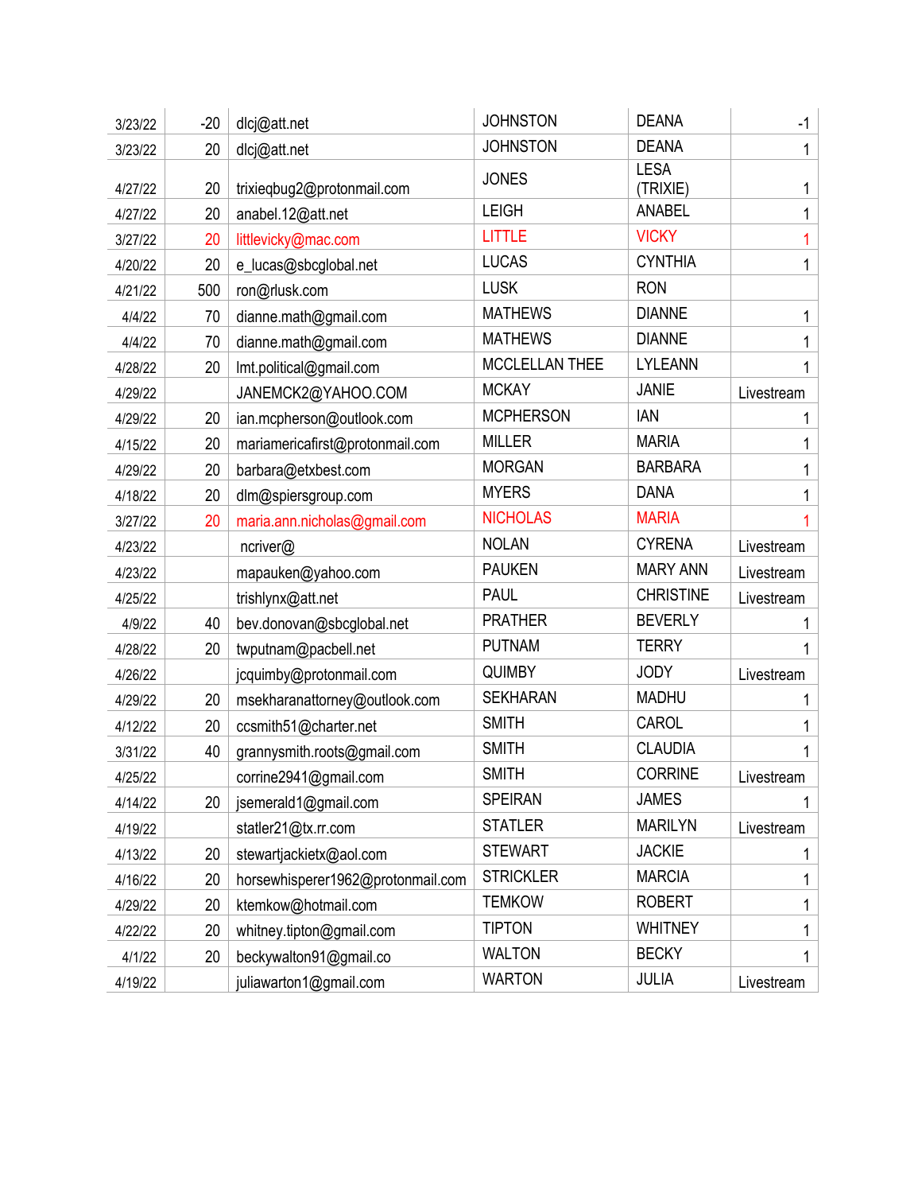| | | | | | |
|---|---|---|---|---|---|
| 3/23/22 | -20 | dlcj@att.net | JOHNSTON | DEANA | -1 |
| 3/23/22 | 20 | dlcj@att.net | JOHNSTON | DEANA | 1 |
| 4/27/22 | 20 | trixieqbug2@protonmail.com | JONES | LESA (TRIXIE) | 1 |
| 4/27/22 | 20 | anabel.12@att.net | LEIGH | ANABEL | 1 |
| 3/27/22 | 20 | littlevicky@mac.com | LITTLE | VICKY | 1 |
| 4/20/22 | 20 | e_lucas@sbcglobal.net | LUCAS | CYNTHIA | 1 |
| 4/21/22 | 500 | ron@rlusk.com | LUSK | RON | |
| 4/4/22 | 70 | dianne.math@gmail.com | MATHEWS | DIANNE | 1 |
| 4/4/22 | 70 | dianne.math@gmail.com | MATHEWS | DIANNE | 1 |
| 4/28/22 | 20 | lmt.political@gmail.com | MCCLELLAN THEE | LYLEANN | 1 |
| 4/29/22 | | JANEMCK2@YAHOO.COM | MCKAY | JANIE | Livestream |
| 4/29/22 | 20 | ian.mcpherson@outlook.com | MCPHERSON | IAN | 1 |
| 4/15/22 | 20 | mariamericafirst@protonmail.com | MILLER | MARIA | 1 |
| 4/29/22 | 20 | barbara@etxbest.com | MORGAN | BARBARA | 1 |
| 4/18/22 | 20 | dlm@spiersgroup.com | MYERS | DANA | 1 |
| 3/27/22 | 20 | maria.ann.nicholas@gmail.com | NICHOLAS | MARIA | 1 |
| 4/23/22 | | ncriver@ | NOLAN | CYRENA | Livestream |
| 4/23/22 | | mapauken@yahoo.com | PAUKEN | MARY ANN | Livestream |
| 4/25/22 | | trishlynx@att.net | PAUL | CHRISTINE | Livestream |
| 4/9/22 | 40 | bev.donovan@sbcglobal.net | PRATHER | BEVERLY | 1 |
| 4/28/22 | 20 | twputnam@pacbell.net | PUTNAM | TERRY | 1 |
| 4/26/22 | | jcquimby@protonmail.com | QUIMBY | JODY | Livestream |
| 4/29/22 | 20 | msekharanattorney@outlook.com | SEKHARAN | MADHU | 1 |
| 4/12/22 | 20 | ccsmith51@charter.net | SMITH | CAROL | 1 |
| 3/31/22 | 40 | grannysmith.roots@gmail.com | SMITH | CLAUDIA | 1 |
| 4/25/22 | | corrine2941@gmail.com | SMITH | CORRINE | Livestream |
| 4/14/22 | 20 | jsemerald1@gmail.com | SPEIRAN | JAMES | 1 |
| 4/19/22 | | statler21@tx.rr.com | STATLER | MARILYN | Livestream |
| 4/13/22 | 20 | stewartjackietx@aol.com | STEWART | JACKIE | 1 |
| 4/16/22 | 20 | horsewhisperer1962@protonmail.com | STRICKLER | MARCIA | 1 |
| 4/29/22 | 20 | ktemkow@hotmail.com | TEMKOW | ROBERT | 1 |
| 4/22/22 | 20 | whitney.tipton@gmail.com | TIPTON | WHITNEY | 1 |
| 4/1/22 | 20 | beckywalton91@gmail.co | WALTON | BECKY | 1 |
| 4/19/22 | | juliawarton1@gmail.com | WARTON | JULIA | Livestream |